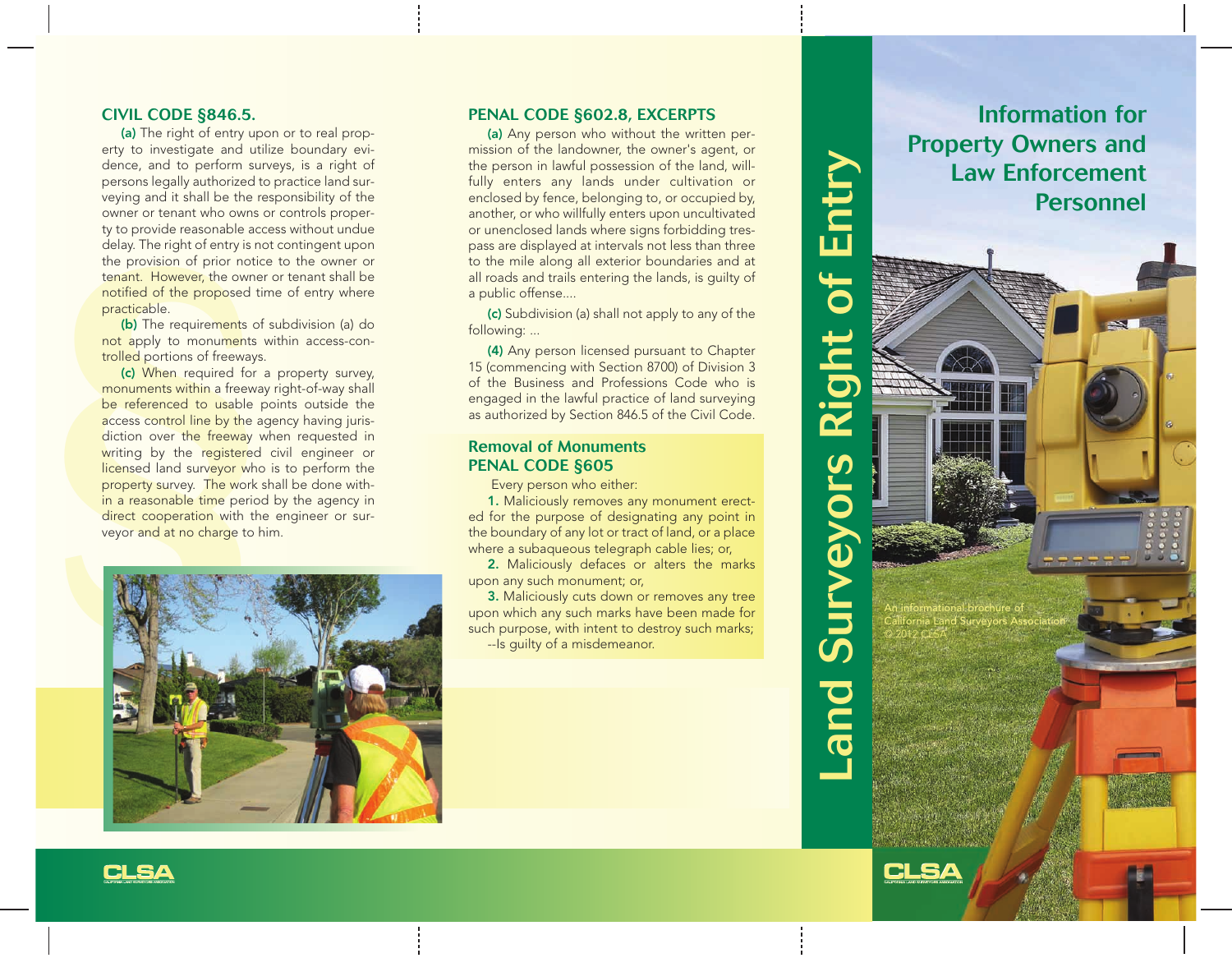## CIVIL CODE §846.5.

**(a)** The right of entry upon or to real property to investigate and utilize boundary evidence, and to perform surveys, is a right of persons legally authorized to practice land surveying and it shall be the responsibility of the owner or tenant who owns or controls property to provide reasonable access without undue delay. The right of entry is not contingent upon the provision of prior notice to the owner or tenant. However, the owner or tenant shall be notified of the proposed time of entry where practicable.

**(b)** The requirements of subdivision (a) do not apply to monuments within access-controlled portions of freeways.

**(c)** When required for a property survey, monuments within a freeway right-of-way shall be referenced to usable points outside the access control line by the agency having jurisdiction over the freeway when requested in writing by the registered civil engineer or licensed land surveyor who is to perform the property survey. The work shall be done within a reasonable time period by the agency in direct cooperation with the engineer or surveyor and at no charge to him.

## PENAL CODE §602.8, EXCERPTS

**(a)** Any person who without the written permission of the landowner, the owner's agent, or the person in lawful possession of the land, willfully enters any lands under cultivation or enclosed by fence, belonging to, or occupied by, another, or who willfully enters upon uncultivated or unenclosed lands where signs forbidding trespass are displayed at intervals not less than three to the mile along all exterior boundaries and at all roads and trails entering the lands, is guilty of a public offense....

**(c)** Subdivision (a) shall not apply to any of the following: ...

**(4)** Any person licensed pursuant to Chapter 15 (commencing with Section 8700) of Division 3 of the Business and Professions Code who is engaged in the lawful practice of land surveying as authorized by Section 846.5 of the Civil Code.

## Removal of Monuments PENAL CODE §605

Every person who either:

**1.** Maliciously removes any monument erected for the purpose of designating any point in the boundary of any lot or tract of land, or a place where a subaqueous telegraph cable lies; or,

**2.** Maliciously defaces or alters the marks upon any such monument; or,

**3.** Maliciously cuts down or removes any tree upon which any such marks have been made for such purpose, with intent to destroy such marks;

--Is guilty of a misdemeanor.

CLSA

# Land Surveyors Right of Entry

## Information for Property Owners and Law Enforcement Personnel

An informational brochure of California Land Surveyors Association
© 2012 CLSA

CLSA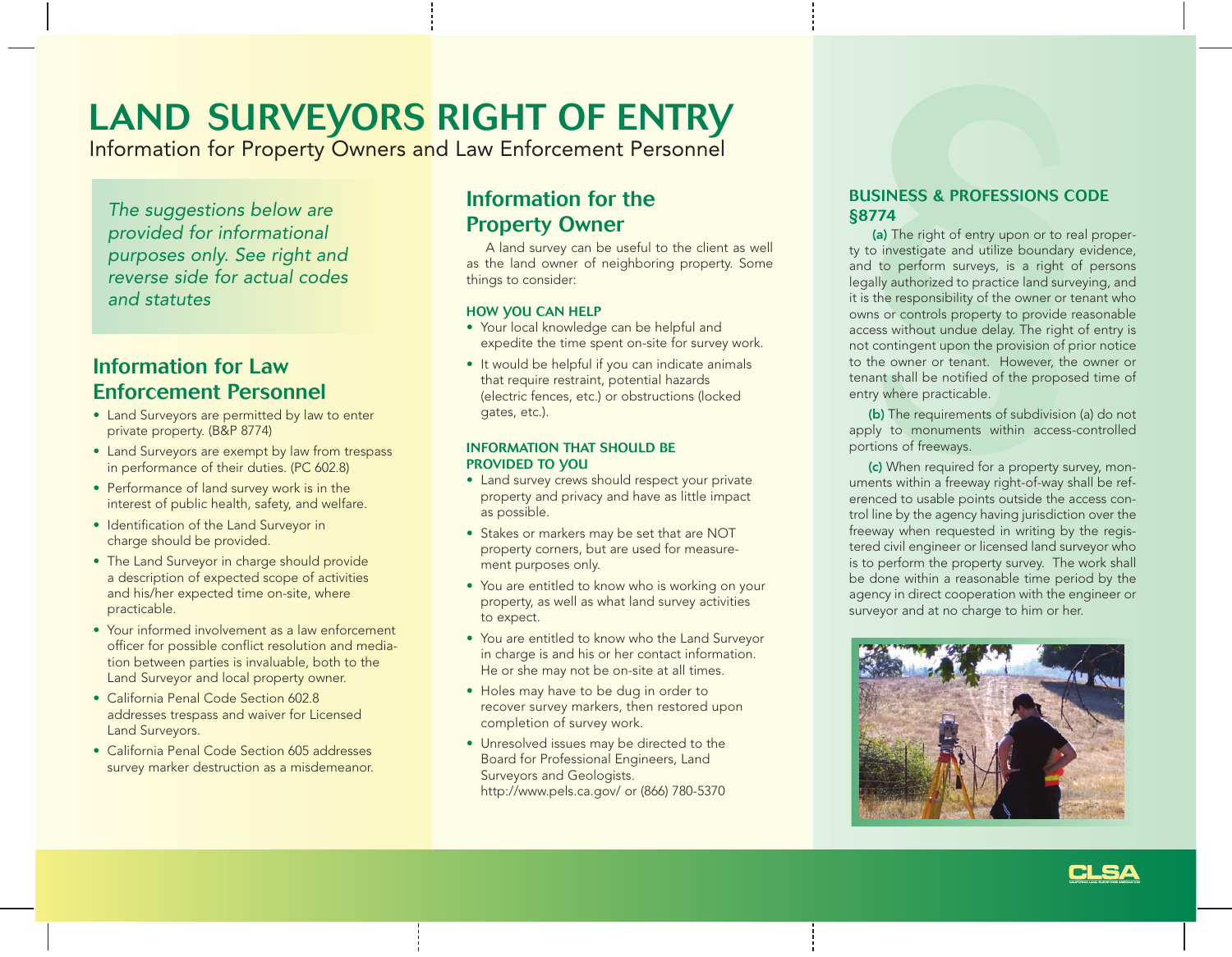# LAND SURVEYORS RIGHT OF ENTRY

Information for Property Owners and Law Enforcement Personnel

*The suggestions below are provided for informational purposes only. See right and reverse side for actual codes and statutes*

## Information for Law Enforcement Personnel

- Land Surveyors are permitted by law to enter private property. (B&P 8774)
- Land Surveyors are exempt by law from trespass in performance of their duties. (PC 602.8)
- Performance of land survey work is in the interest of public health, safety, and welfare.
- Identification of the Land Surveyor in charge should be provided.
- The Land Surveyor in charge should provide a description of expected scope of activities and his/her expected time on-site, where practicable.
- Your informed involvement as a law enforcement officer for possible conflict resolution and mediation between parties is invaluable, both to the Land Surveyor and local property owner.
- California Penal Code Section 602.8 addresses trespass and waiver for Licensed Land Surveyors.
- California Penal Code Section 605 addresses survey marker destruction as a misdemeanor.

## Information for the Property Owner

A land survey can be useful to the client as well as the land owner of neighboring property. Some things to consider:

### HOW YOU CAN HELP

- Your local knowledge can be helpful and expedite the time spent on-site for survey work.
- It would be helpful if you can indicate animals that require restraint, potential hazards (electric fences, etc.) or obstructions (locked gates, etc.).

### INFORMATION THAT SHOULD BE PROVIDED TO YOU

- Land survey crews should respect your private property and privacy and have as little impact as possible.
- Stakes or markers may be set that are NOT property corners, but are used for measurement purposes only.
- You are entitled to know who is working on your property, as well as what land survey activities to expect.
- You are entitled to know who the Land Surveyor in charge is and his or her contact information. He or she may not be on-site at all times.
- Holes may have to be dug in order to recover survey markers, then restored upon completion of survey work.
- Unresolved issues may be directed to the Board for Professional Engineers, Land Surveyors and Geologists. http://www.pels.ca.gov/ or (866) 780-5370

## BUSINESS & PROFESSIONS CODE §8774

**(a)** The right of entry upon or to real property to investigate and utilize boundary evidence, and to perform surveys, is a right of persons legally authorized to practice land surveying, and it is the responsibility of the owner or tenant who owns or controls property to provide reasonable access without undue delay. The right of entry is not contingent upon the provision of prior notice to the owner or tenant. However, the owner or tenant shall be notified of the proposed time of entry where practicable.

**(b)** The requirements of subdivision (a) do not apply to monuments within access-controlled portions of freeways.

**(c)** When required for a property survey, monuments within a freeway right-of-way shall be referenced to usable points outside the access control line by the agency having jurisdiction over the freeway when requested in writing by the registered civil engineer or licensed land surveyor who is to perform the property survey. The work shall be done within a reasonable time period by the agency in direct cooperation with the engineer or surveyor and at no charge to him or her.

CLSA